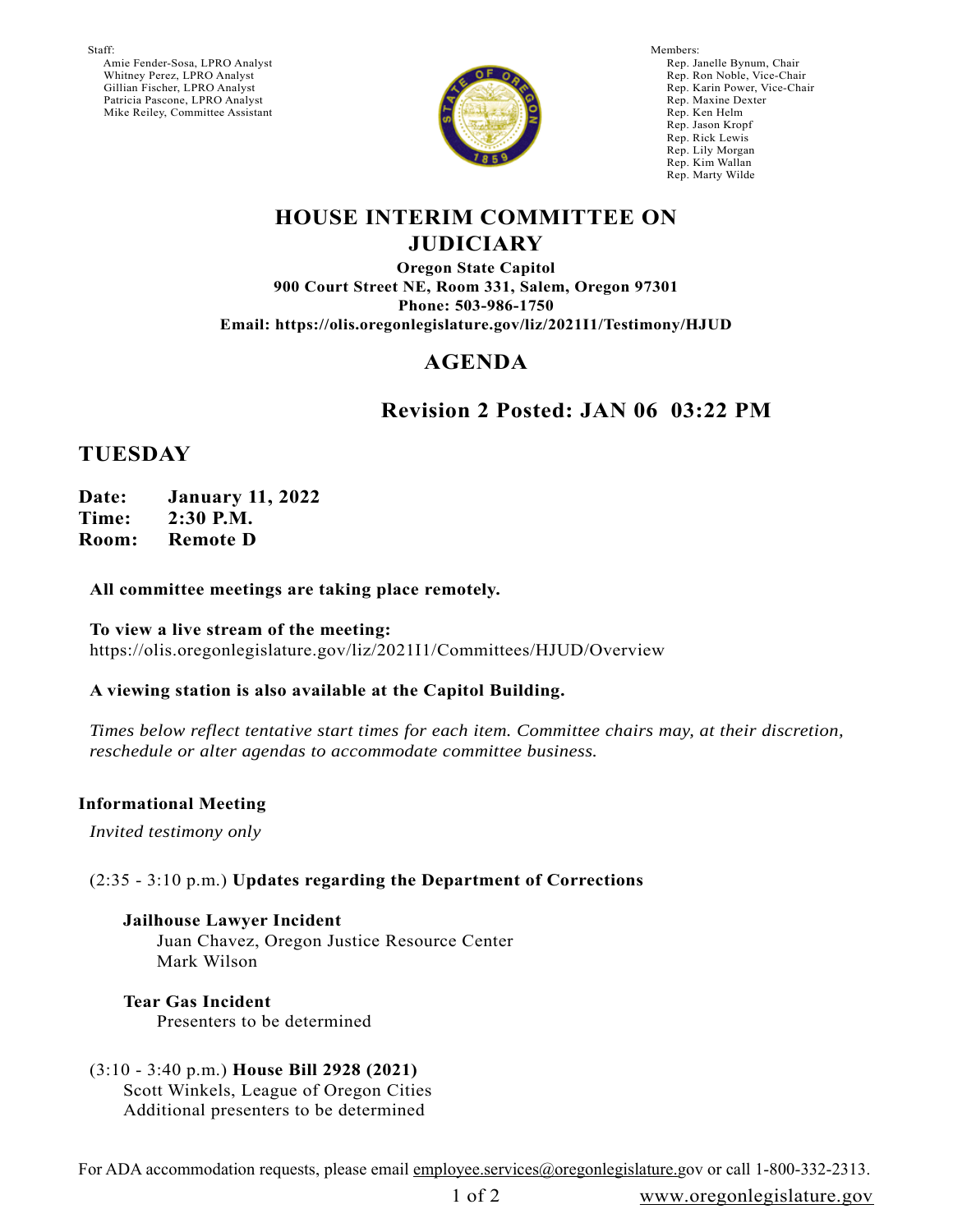Staff:
Amie Fender-Sosa, LPRO Analyst
Whitney Perez, LPRO Analyst
Gillian Fischer, LPRO Analyst
Patricia Pascone, LPRO Analyst
Mike Reiley, Committee Assistant

Members:
Rep. Janelle Bynum, Chair
Rep. Ron Noble, Vice-Chair
Rep. Karin Power, Vice-Chair
Rep. Maxine Dexter
Rep. Ken Helm
Rep. Jason Kropf
Rep. Rick Lewis
Rep. Lily Morgan
Rep. Kim Wallan
Rep. Marty Wilde

# HOUSE INTERIM COMMITTEE ON JUDICIARY

**Oregon State Capitol**
**900 Court Street NE, Room 331, Salem, Oregon 97301**
**Phone: 503-986-1750**
**Email: https://olis.oregonlegislature.gov/liz/2021I1/Testimony/HJUD**

## AGENDA

### Revision 2 Posted: JAN 06 03:22 PM

## TUESDAY

**Date:** **January 11, 2022**
**Time:** **2:30 P.M.**
**Room:** **Remote D**

**All committee meetings are taking place remotely.**

**To view a live stream of the meeting:**
https://olis.oregonlegislature.gov/liz/2021I1/Committees/HJUD/Overview

**A viewing station is also available at the Capitol Building.**

*Times below reflect tentative start times for each item. Committee chairs may, at their discretion, reschedule or alter agendas to accommodate committee business.*

**Informational Meeting**

*Invited testimony only*

(2:35 - 3:10 p.m.) **Updates regarding the Department of Corrections**

**Jailhouse Lawyer Incident**
Juan Chavez, Oregon Justice Resource Center
Mark Wilson

**Tear Gas Incident**
Presenters to be determined

(3:10 - 3:40 p.m.) **House Bill 2928 (2021)**
Scott Winkels, League of Oregon Cities
Additional presenters to be determined

For ADA accommodation requests, please email employee.services@oregonlegislature.gov or call 1-800-332-2313.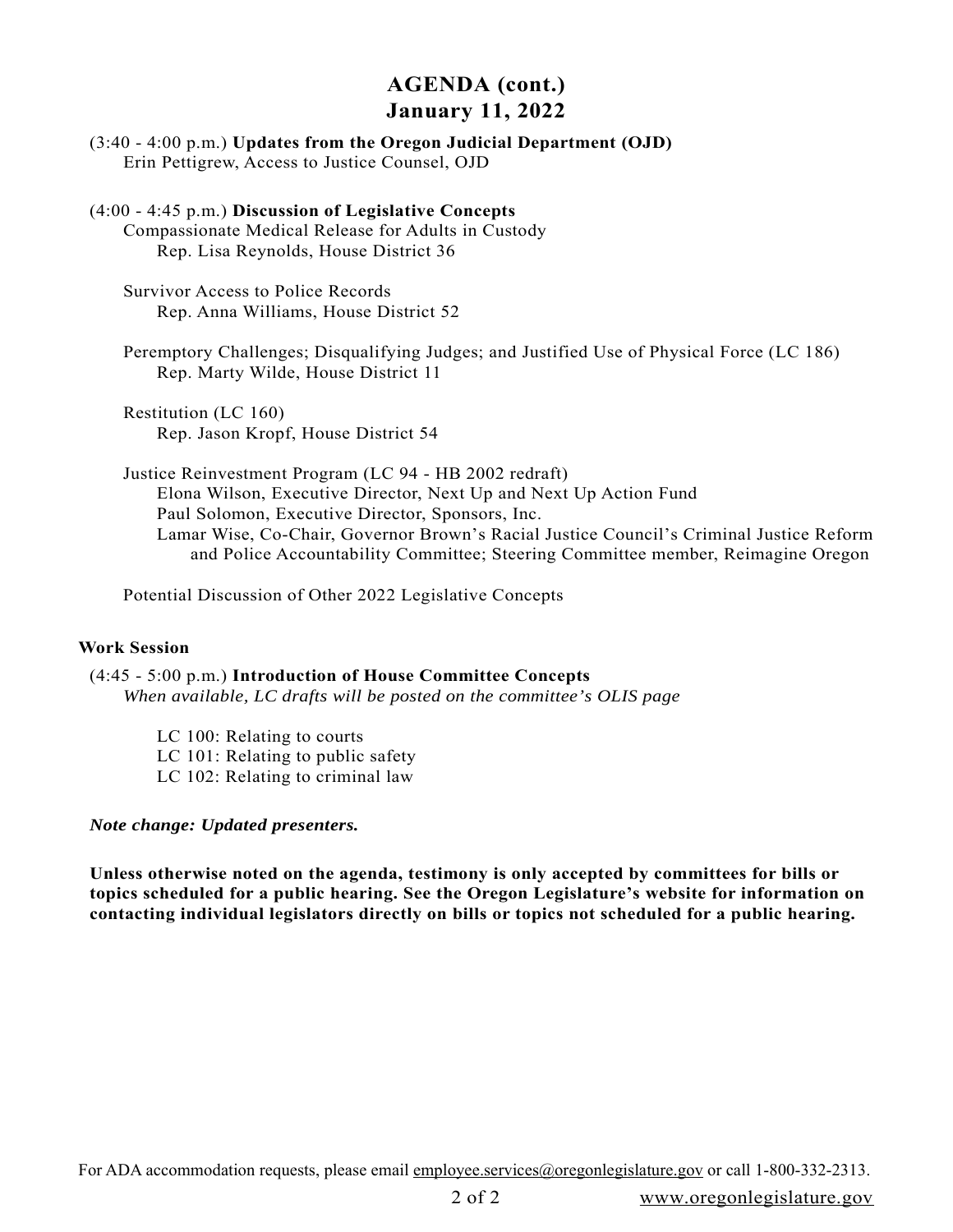# AGENDA (cont.)
# January 11, 2022

(3:40 - 4:00 p.m.) **Updates from the Oregon Judicial Department (OJD)**
Erin Pettigrew, Access to Justice Counsel, OJD

(4:00 - 4:45 p.m.) **Discussion of Legislative Concepts**

Compassionate Medical Release for Adults in Custody
Rep. Lisa Reynolds, House District 36

Survivor Access to Police Records
Rep. Anna Williams, House District 52

Peremptory Challenges; Disqualifying Judges; and Justified Use of Physical Force (LC 186)
Rep. Marty Wilde, House District 11

Restitution (LC 160)
Rep. Jason Kropf, House District 54

Justice Reinvestment Program (LC 94 - HB 2002 redraft)
Elona Wilson, Executive Director, Next Up and Next Up Action Fund
Paul Solomon, Executive Director, Sponsors, Inc.
Lamar Wise, Co-Chair, Governor Brown's Racial Justice Council's Criminal Justice Reform and Police Accountability Committee; Steering Committee member, Reimagine Oregon

Potential Discussion of Other 2022 Legislative Concepts

**Work Session**

(4:45 - 5:00 p.m.) **Introduction of House Committee Concepts**
*When available, LC drafts will be posted on the committee's OLIS page*

- LC 100: Relating to courts
- LC 101: Relating to public safety
- LC 102: Relating to criminal law

***Note change: Updated presenters.***

**Unless otherwise noted on the agenda, testimony is only accepted by committees for bills or topics scheduled for a public hearing. See the Oregon Legislature's website for information on contacting individual legislators directly on bills or topics not scheduled for a public hearing.**

For ADA accommodation requests, please email employee.services@oregonlegislature.gov or call 1-800-332-2313.